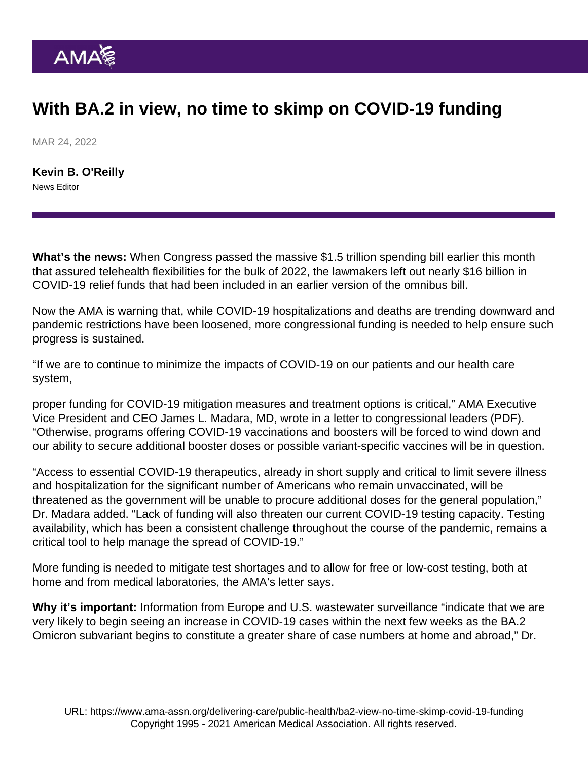# With BA.2 in view, no time to skimp on COVID-19 funding

MAR 24, 2022

**Kevin B. O'Reilly**
News Editor

**What's the news:** When Congress passed the massive $1.5 trillion spending bill earlier this month that assured telehealth flexibilities for the bulk of 2022, the lawmakers left out nearly $16 billion in COVID-19 relief funds that had been included in an earlier version of the omnibus bill.

Now the AMA is warning that, while COVID-19 hospitalizations and deaths are trending downward and pandemic restrictions have been loosened, more congressional funding is needed to help ensure such progress is sustained.

"If we are to continue to minimize the impacts of COVID-19 on our patients and our health care system,

proper funding for COVID-19 mitigation measures and treatment options is critical," AMA Executive Vice President and CEO James L. Madara, MD, wrote in a letter to congressional leaders (PDF). "Otherwise, programs offering COVID-19 vaccinations and boosters will be forced to wind down and our ability to secure additional booster doses or possible variant-specific vaccines will be in question.

"Access to essential COVID-19 therapeutics, already in short supply and critical to limit severe illness and hospitalization for the significant number of Americans who remain unvaccinated, will be threatened as the government will be unable to procure additional doses for the general population," Dr. Madara added. "Lack of funding will also threaten our current COVID-19 testing capacity. Testing availability, which has been a consistent challenge throughout the course of the pandemic, remains a critical tool to help manage the spread of COVID-19."

More funding is needed to mitigate test shortages and to allow for free or low-cost testing, both at home and from medical laboratories, the AMA's letter says.

**Why it's important:** Information from Europe and U.S. wastewater surveillance "indicate that we are very likely to begin seeing an increase in COVID-19 cases within the next few weeks as the BA.2 Omicron subvariant begins to constitute a greater share of case numbers at home and abroad," Dr.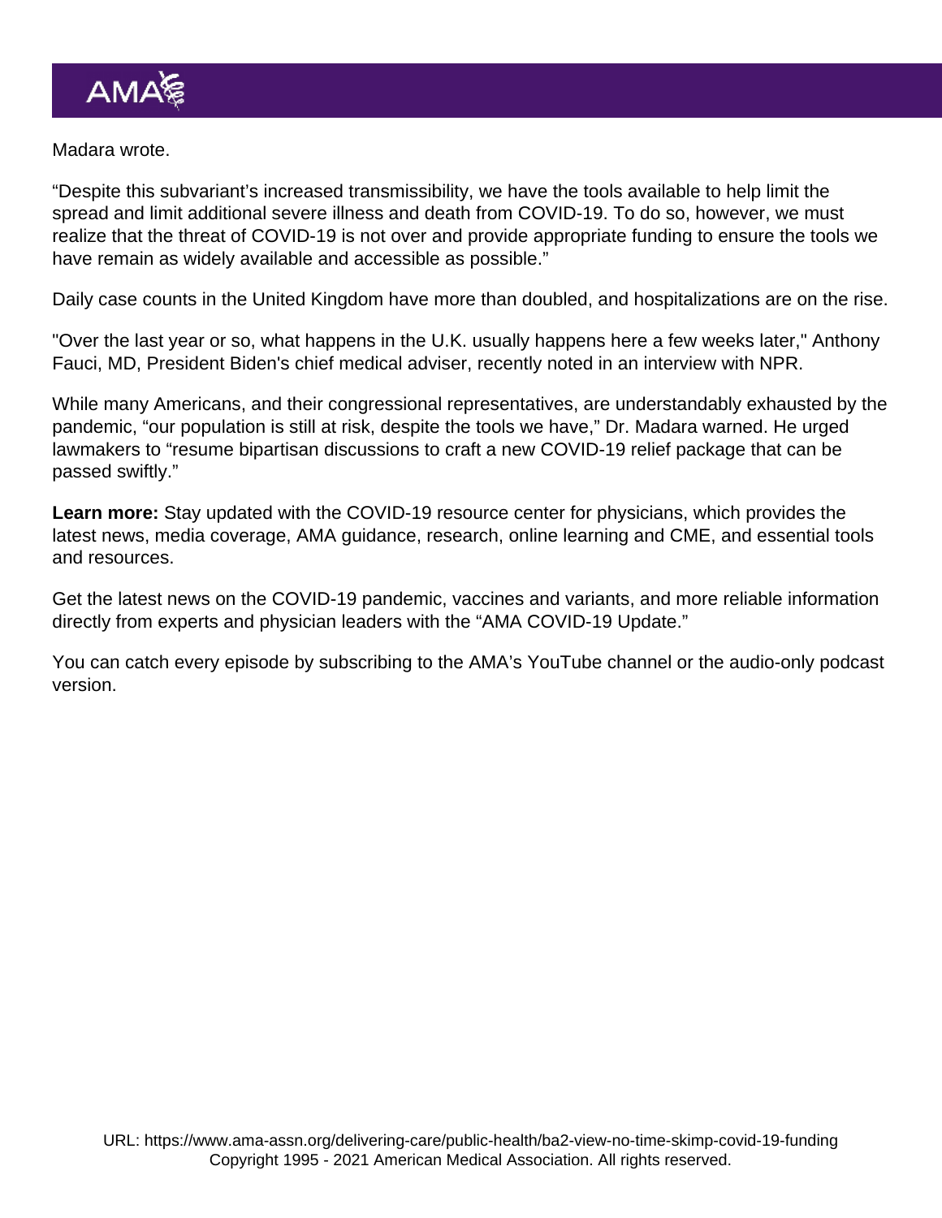Madara wrote.

“Despite this subvariant’s increased transmissibility, we have the tools available to help limit the spread and limit additional severe illness and death from COVID-19. To do so, however, we must realize that the threat of COVID-19 is not over and provide appropriate funding to ensure the tools we have remain as widely available and accessible as possible.”

Daily case counts in the United Kingdom have more than doubled, and hospitalizations are on the rise.

"Over the last year or so, what happens in the U.K. usually happens here a few weeks later," Anthony Fauci, MD, President Biden's chief medical adviser, recently noted in an interview with NPR.

While many Americans, and their congressional representatives, are understandably exhausted by the pandemic, “our population is still at risk, despite the tools we have,” Dr. Madara warned. He urged lawmakers to “resume bipartisan discussions to craft a new COVID-19 relief package that can be passed swiftly.”

**Learn more:** Stay updated with the COVID-19 resource center for physicians, which provides the latest news, media coverage, AMA guidance, research, online learning and CME, and essential tools and resources.

Get the latest news on the COVID-19 pandemic, vaccines and variants, and more reliable information directly from experts and physician leaders with the “AMA COVID-19 Update.”

You can catch every episode by subscribing to the AMA’s YouTube channel or the audio-only podcast version.